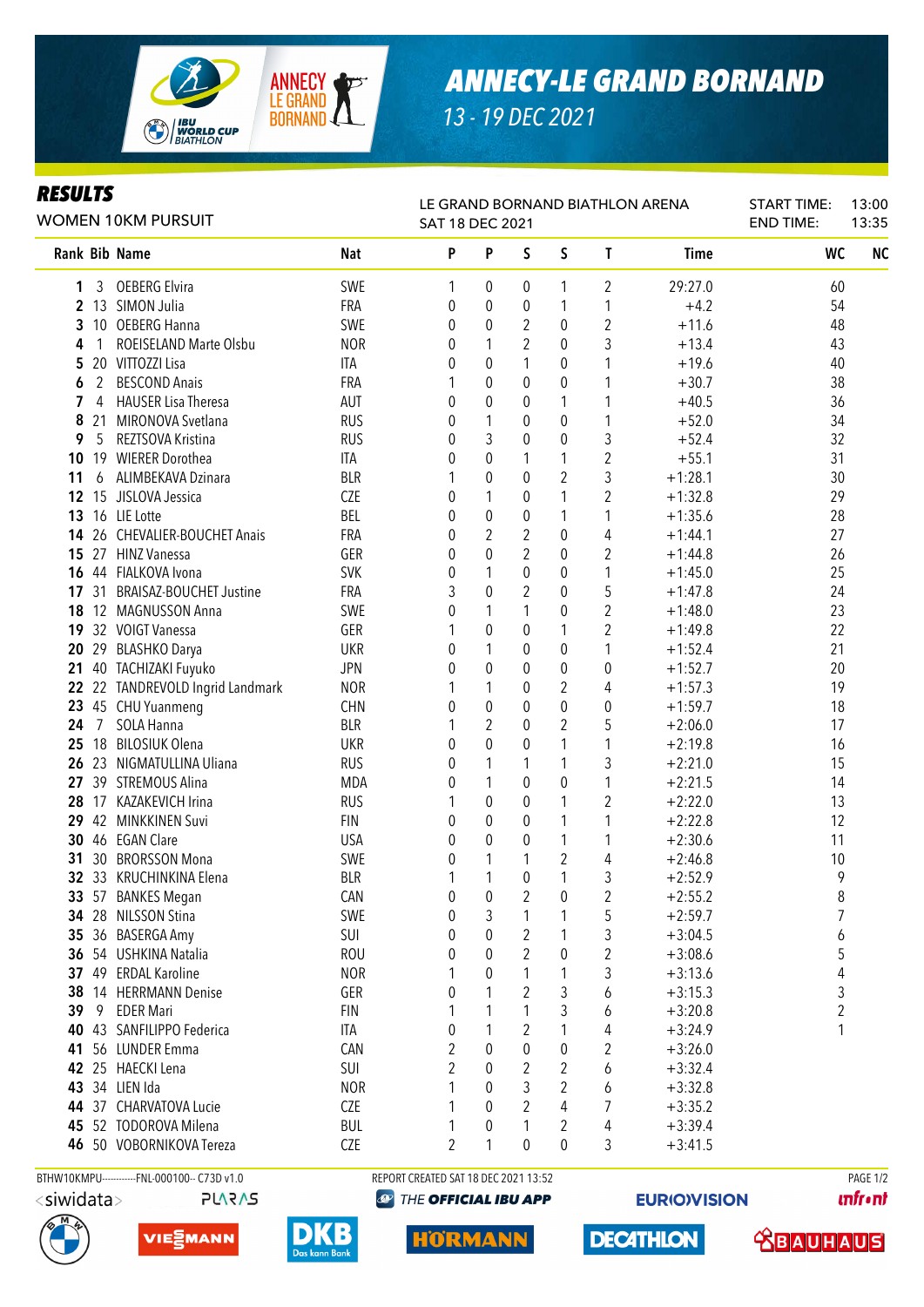# ANNECY-LE GRAND BORNAND

13 - 19 DEC 2021

## RESULTS

WOMEN 10KM PURSUIT

LE GRAND BORNAND BIATHLON ARENA
SAT 18 DEC 2021

START TIME: 13:00
END TIME: 13:35

| Rank | Bib | Name | Nat | P | P | S | S | T | Time | WC | NC |
|---|---|---|---|---|---|---|---|---|---|---|---|
| 1 | 3 | OEBERG Elvira | SWE | 1 | 0 | 0 | 1 | 2 | 29:27.0 | 60 | |
| 2 | 13 | SIMON Julia | FRA | 0 | 0 | 0 | 1 | 1 | +4.2 | 54 | |
| 3 | 10 | OEBERG Hanna | SWE | 0 | 0 | 2 | 0 | 2 | +11.6 | 48 | |
| 4 | 1 | ROEISELAND Marte Olsbu | NOR | 0 | 1 | 2 | 0 | 3 | +13.4 | 43 | |
| 5 | 20 | VITTOZZI Lisa | ITA | 0 | 0 | 1 | 0 | 1 | +19.6 | 40 | |
| 6 | 2 | BESCOND Anais | FRA | 1 | 0 | 0 | 0 | 1 | +30.7 | 38 | |
| 7 | 4 | HAUSER Lisa Theresa | AUT | 0 | 0 | 0 | 1 | 1 | +40.5 | 36 | |
| 8 | 21 | MIRONOVA Svetlana | RUS | 0 | 1 | 0 | 0 | 1 | +52.0 | 34 | |
| 9 | 5 | REZTSOVA Kristina | RUS | 0 | 3 | 0 | 0 | 3 | +52.4 | 32 | |
| 10 | 19 | WIERER Dorothea | ITA | 0 | 0 | 1 | 1 | 2 | +55.1 | 31 | |
| 11 | 6 | ALIMBEKAVA Dzinara | BLR | 1 | 0 | 0 | 2 | 3 | +1:28.1 | 30 | |
| 12 | 15 | JISLOVA Jessica | CZE | 0 | 1 | 0 | 1 | 2 | +1:32.8 | 29 | |
| 13 | 16 | LIE Lotte | BEL | 0 | 0 | 0 | 1 | 1 | +1:35.6 | 28 | |
| 14 | 26 | CHEVALIER-BOUCHET Anais | FRA | 0 | 2 | 2 | 0 | 4 | +1:44.1 | 27 | |
| 15 | 27 | HINZ Vanessa | GER | 0 | 0 | 2 | 0 | 2 | +1:44.8 | 26 | |
| 16 | 44 | FIALKOVA Ivona | SVK | 0 | 1 | 0 | 0 | 1 | +1:45.0 | 25 | |
| 17 | 31 | BRAISAZ-BOUCHET Justine | FRA | 3 | 0 | 2 | 0 | 5 | +1:47.8 | 24 | |
| 18 | 12 | MAGNUSSON Anna | SWE | 0 | 1 | 1 | 0 | 2 | +1:48.0 | 23 | |
| 19 | 32 | VOIGT Vanessa | GER | 1 | 0 | 0 | 1 | 2 | +1:49.8 | 22 | |
| 20 | 29 | BLASHKO Darya | UKR | 0 | 1 | 0 | 0 | 1 | +1:52.4 | 21 | |
| 21 | 40 | TACHIZAKI Fuyuko | JPN | 0 | 0 | 0 | 0 | 0 | +1:52.7 | 20 | |
| 22 | 22 | TANDREVOLD Ingrid Landmark | NOR | 1 | 1 | 0 | 2 | 4 | +1:57.3 | 19 | |
| 23 | 45 | CHU Yuanmeng | CHN | 0 | 0 | 0 | 0 | 0 | +1:59.7 | 18 | |
| 24 | 7 | SOLA Hanna | BLR | 1 | 2 | 0 | 2 | 5 | +2:06.0 | 17 | |
| 25 | 18 | BILOSIUK Olena | UKR | 0 | 0 | 0 | 1 | 1 | +2:19.8 | 16 | |
| 26 | 23 | NIGMATULLINA Uliana | RUS | 0 | 1 | 1 | 1 | 3 | +2:21.0 | 15 | |
| 27 | 39 | STREMOUS Alina | MDA | 0 | 1 | 0 | 0 | 1 | +2:21.5 | 14 | |
| 28 | 17 | KAZAKEVICH Irina | RUS | 1 | 0 | 0 | 1 | 2 | +2:22.0 | 13 | |
| 29 | 42 | MINKKINEN Suvi | FIN | 0 | 0 | 0 | 1 | 1 | +2:22.8 | 12 | |
| 30 | 46 | EGAN Clare | USA | 0 | 0 | 0 | 1 | 1 | +2:30.6 | 11 | |
| 31 | 30 | BRORSSON Mona | SWE | 0 | 1 | 1 | 2 | 4 | +2:46.8 | 10 | |
| 32 | 33 | KRUCHINKINA Elena | BLR | 1 | 1 | 0 | 1 | 3 | +2:52.9 | 9 | |
| 33 | 57 | BANKES Megan | CAN | 0 | 0 | 2 | 0 | 2 | +2:55.2 | 8 | |
| 34 | 28 | NILSSON Stina | SWE | 0 | 3 | 1 | 1 | 5 | +2:59.7 | 7 | |
| 35 | 36 | BASERGA Amy | SUI | 0 | 0 | 2 | 1 | 3 | +3:04.5 | 6 | |
| 36 | 54 | USHKINA Natalia | ROU | 0 | 0 | 2 | 0 | 2 | +3:08.6 | 5 | |
| 37 | 49 | ERDAL Karoline | NOR | 1 | 0 | 1 | 1 | 3 | +3:13.6 | 4 | |
| 38 | 14 | HERRMANN Denise | GER | 0 | 1 | 2 | 3 | 6 | +3:15.3 | 3 | |
| 39 | 9 | EDER Mari | FIN | 1 | 1 | 1 | 3 | 6 | +3:20.8 | 2 | |
| 40 | 43 | SANFILIPPO Federica | ITA | 0 | 1 | 2 | 1 | 4 | +3:24.9 | 1 | |
| 41 | 56 | LUNDER Emma | CAN | 2 | 0 | 0 | 0 | 2 | +3:26.0 | | |
| 42 | 25 | HAECKI Lena | SUI | 2 | 0 | 2 | 2 | 6 | +3:32.4 | | |
| 43 | 34 | LIEN Ida | NOR | 1 | 0 | 3 | 2 | 6 | +3:32.8 | | |
| 44 | 37 | CHARVATOVA Lucie | CZE | 1 | 0 | 2 | 4 | 7 | +3:35.2 | | |
| 45 | 52 | TODOROVA Milena | BUL | 1 | 0 | 1 | 2 | 4 | +3:39.4 | | |
| 46 | 50 | VOBORNIKOVA Tereza | CZE | 2 | 1 | 0 | 0 | 3 | +3:41.5 | | |

BTHW10KMPU------------FNL-000100-- C73D v1.0 REPORT CREATED SAT 18 DEC 2021 13:52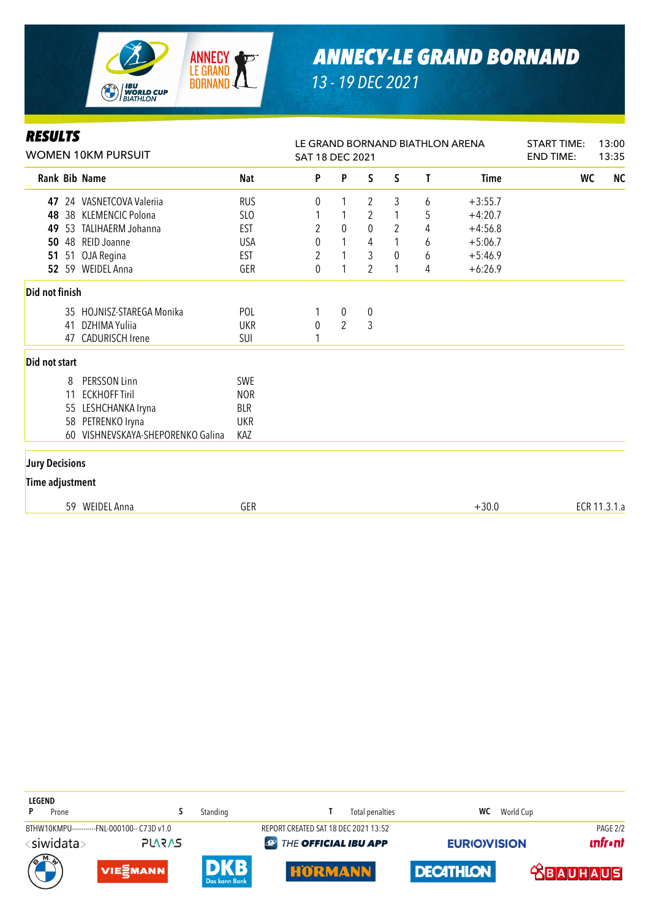# ANNECY-LE GRAND BORNAND

13 - 19 DEC 2021

## RESULTS

WOMEN 10KM PURSUIT

LE GRAND BORNAND BIATHLON ARENA
SAT 18 DEC 2021

START TIME: 13:00
END TIME: 13:35

| Rank | Bib | Name | Nat | P | P | S | S | T | Time | WC | NC |
|---|---|---|---|---|---|---|---|---|---|---|---|
| **47** | 24 | VASNETCOVA Valeriia | RUS | 0 | 1 | 2 | 3 | 6 | +3:55.7 | | |
| **48** | 38 | KLEMENCIC Polona | SLO | 1 | 1 | 2 | 1 | 5 | +4:20.7 | | |
| **49** | 53 | TALIHAERM Johanna | EST | 2 | 0 | 0 | 2 | 4 | +4:56.8 | | |
| **50** | 48 | REID Joanne | USA | 0 | 1 | 4 | 1 | 6 | +5:06.7 | | |
| **51** | 51 | OJA Regina | EST | 2 | 1 | 3 | 0 | 6 | +5:46.9 | | |
| **52** | 59 | WEIDEL Anna | GER | 0 | 1 | 2 | 1 | 4 | +6:26.9 | | |

### Did not finish

| Bib | Name | Nat | P | P | S |
|---|---|---|---|---|---|
| 35 | HOJNISZ-STAREGA Monika | POL | 1 | 0 | 0 |
| 41 | DZHIMA Yuliia | UKR | 0 | 2 | 3 |
| 47 | CADURISCH Irene | SUI | 1 | | |

### Did not start

| Bib | Name | Nat |
|---|---|---|
| 8 | PERSSON Linn | SWE |
| 11 | ECKHOFF Tiril | NOR |
| 55 | LESHCHANKA Iryna | BLR |
| 58 | PETRENKO Iryna | UKR |
| 60 | VISHNEVSKAYA-SHEPORENKO Galina | KAZ |

### Jury Decisions

#### Time adjustment

| Bib | Name | Nat | Time | Rule |
|---|---|---|---|---|
| 59 | WEIDEL Anna | GER | +30.0 | ECR 11.3.1.a |

**LEGEND**
**P** Prone **S** Standing **T** Total penalties **WC** World Cup

BTHW10KMPU-----------FNL-000100-- C73D v1.0 REPORT CREATED SAT 18 DEC 2021 13:52